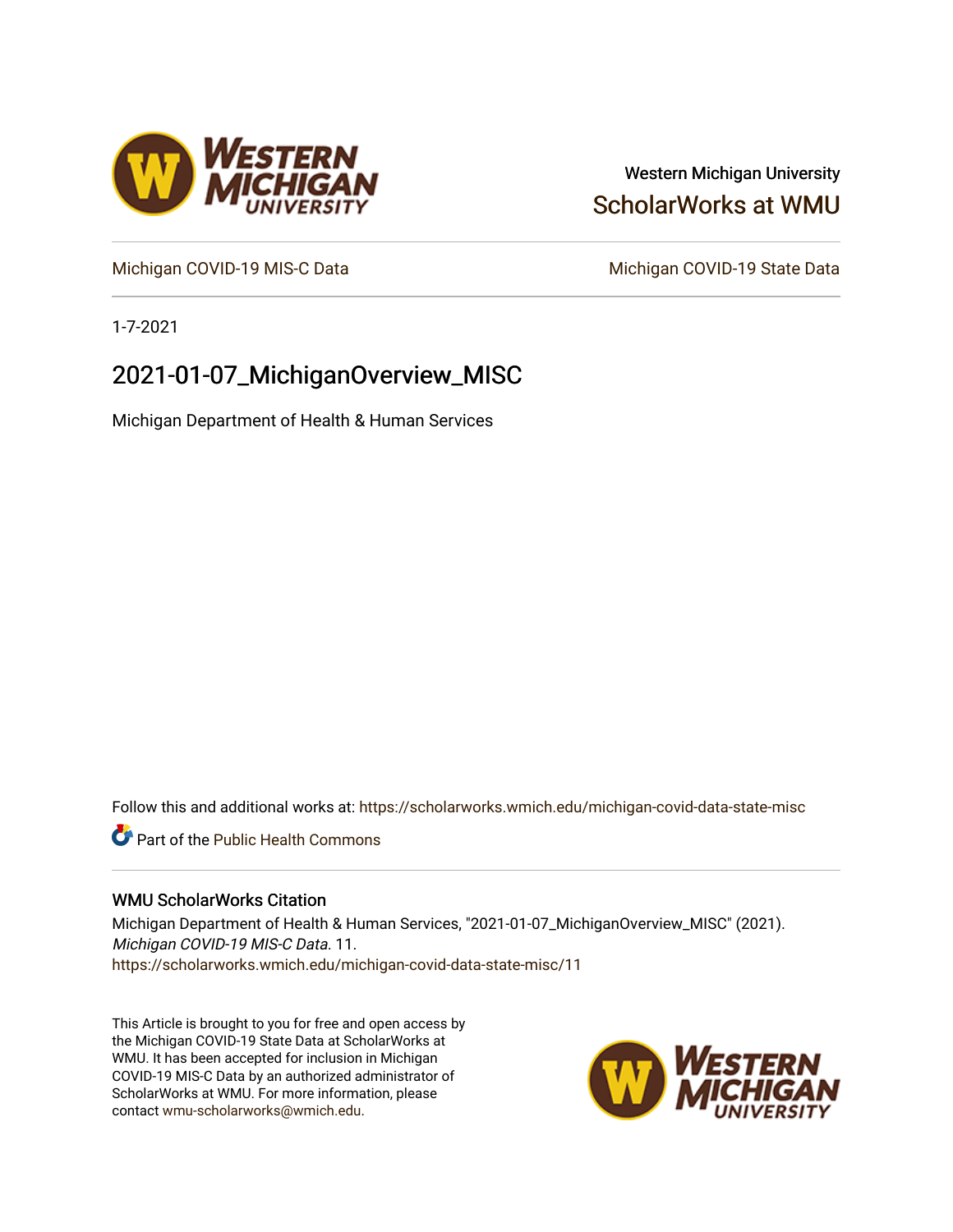Western Michigan University

ScholarWorks at WMU

Michigan COVID-19 MIS-C Data

Michigan COVID-19 State Data

1-7-2021

# 2021-01-07_MichiganOverview_MISC

Michigan Department of Health & Human Services

Follow this and additional works at: https://scholarworks.wmich.edu/michigan-covid-data-state-misc

Part of the Public Health Commons

## WMU ScholarWorks Citation

Michigan Department of Health & Human Services, "2021-01-07_MichiganOverview_MISC" (2021). *Michigan COVID-19 MIS-C Data*. 11.
https://scholarworks.wmich.edu/michigan-covid-data-state-misc/11

This Article is brought to you for free and open access by the Michigan COVID-19 State Data at ScholarWorks at WMU. It has been accepted for inclusion in Michigan COVID-19 MIS-C Data by an authorized administrator of ScholarWorks at WMU. For more information, please contact wmu-scholarworks@wmich.edu.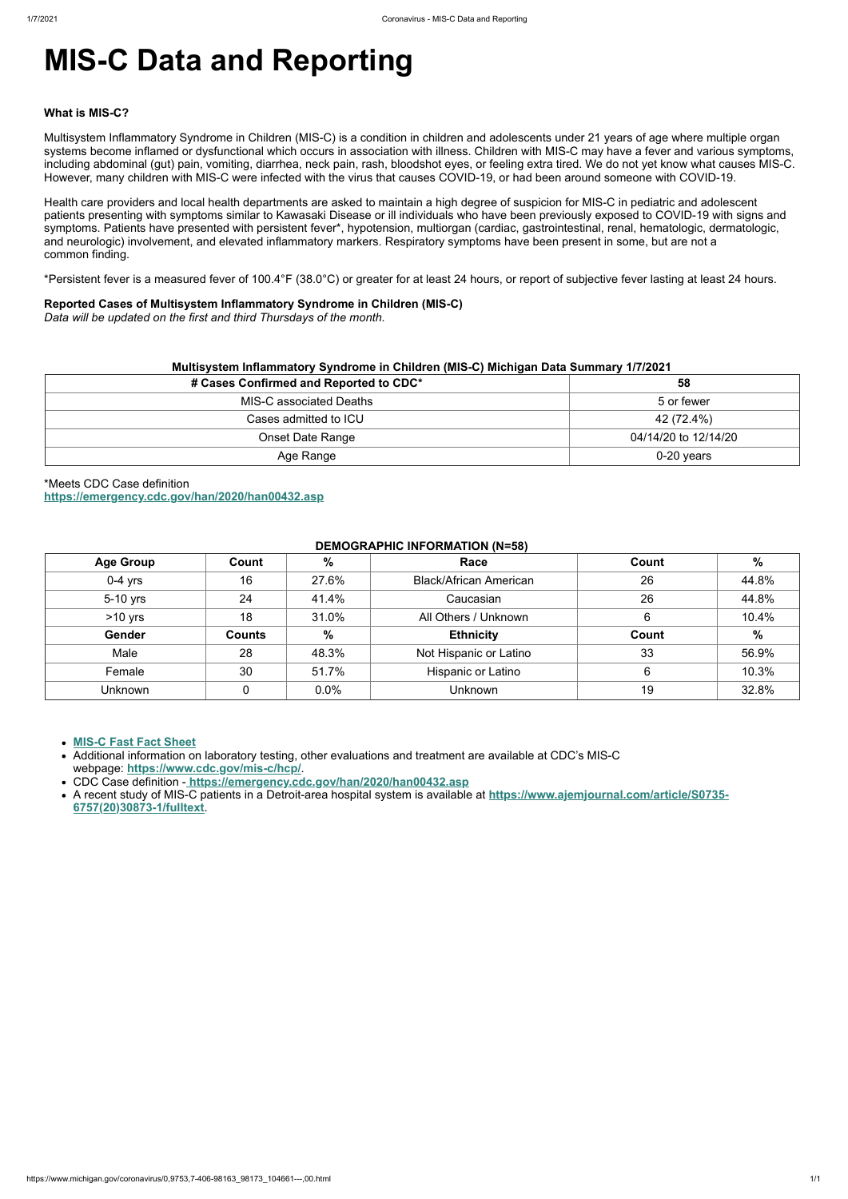# MIS-C Data and Reporting

**What is MIS-C?**

Multisystem Inflammatory Syndrome in Children (MIS-C) is a condition in children and adolescents under 21 years of age where multiple organ systems become inflamed or dysfunctional which occurs in association with illness. Children with MIS-C may have a fever and various symptoms, including abdominal (gut) pain, vomiting, diarrhea, neck pain, rash, bloodshot eyes, or feeling extra tired. We do not yet know what causes MIS-C. However, many children with MIS-C were infected with the virus that causes COVID-19, or had been around someone with COVID-19.

Health care providers and local health departments are asked to maintain a high degree of suspicion for MIS-C in pediatric and adolescent patients presenting with symptoms similar to Kawasaki Disease or ill individuals who have been previously exposed to COVID-19 with signs and symptoms. Patients have presented with persistent fever*, hypotension, multiorgan (cardiac, gastrointestinal, renal, hematologic, dermatologic, and neurologic) involvement, and elevated inflammatory markers. Respiratory symptoms have been present in some, but are not a common finding.

*Persistent fever is a measured fever of 100.4°F (38.0°C) or greater for at least 24 hours, or report of subjective fever lasting at least 24 hours.

**Reported Cases of Multisystem Inflammatory Syndrome in Children (MIS-C)**
*Data will be updated on the first and third Thursdays of the month.*

**Multisystem Inflammatory Syndrome in Children (MIS-C) Michigan Data Summary 1/7/2021**

| # Cases Confirmed and Reported to CDC* | 58 |
|---|---|
| MIS-C associated Deaths | 5 or fewer |
| Cases admitted to ICU | 42 (72.4%) |
| Onset Date Range | 04/14/20 to 12/14/20 |
| Age Range | 0-20 years |

*Meets CDC Case definition
**https://emergency.cdc.gov/han/2020/han00432.asp**

**DEMOGRAPHIC INFORMATION (N=58)**

| Age Group | Count | % | Race | Count | % |
|---|---|---|---|---|---|
| 0-4 yrs | 16 | 27.6% | Black/African American | 26 | 44.8% |
| 5-10 yrs | 24 | 41.4% | Caucasian | 26 | 44.8% |
| >10 yrs | 18 | 31.0% | All Others / Unknown | 6 | 10.4% |
| **Gender** | **Counts** | **%** | **Ethnicity** | **Count** | **%** |
| Male | 28 | 48.3% | Not Hispanic or Latino | 33 | 56.9% |
| Female | 30 | 51.7% | Hispanic or Latino | 6 | 10.3% |
| Unknown | 0 | 0.0% | Unknown | 19 | 32.8% |

- **MIS-C Fast Fact Sheet**
- Additional information on laboratory testing, other evaluations and treatment are available at CDC's MIS-C webpage: **https://www.cdc.gov/mis-c/hcp/**.
- CDC Case definition - **https://emergency.cdc.gov/han/2020/han00432.asp**
- A recent study of MIS-C patients in a Detroit-area hospital system is available at **https://www.ajemjournal.com/article/S0735-6757(20)30873-1/fulltext**.